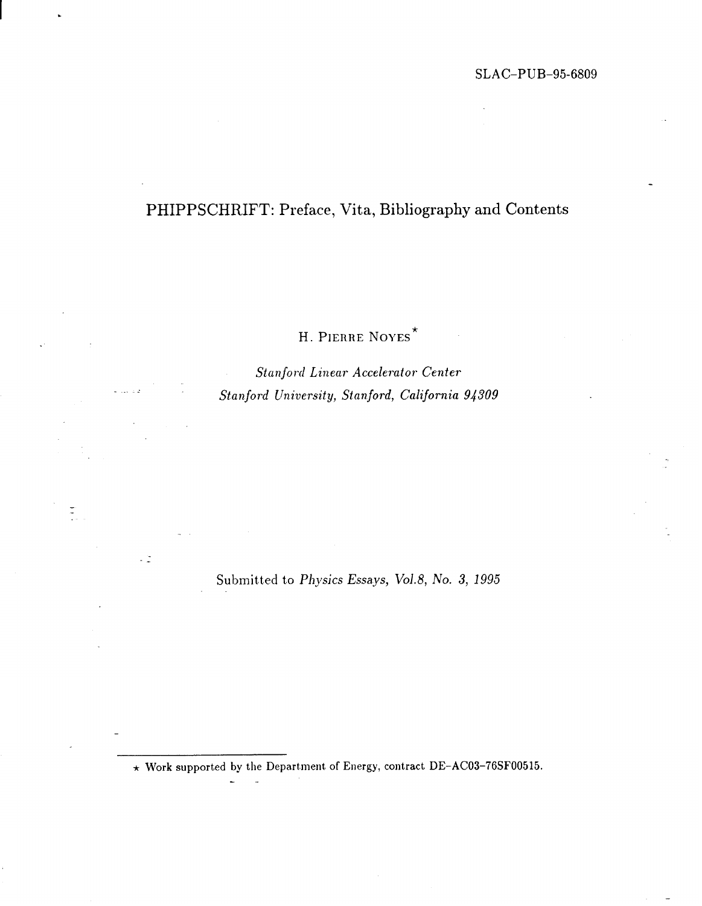SLAC-PUB-95-6809

# PHIPPSCHRIFT: Preface, Vita, Bibliography and Contents

H. PIERRE NOYES[*]

*Stanford Linear Accelerator Center*
*Stanford University, Stanford, California 94309*

Submitted to *Physics Essays, Vol.8, No. 3, 1995*

---

[*] Work supported by the Department of Energy, contract DE-AC03-76SF00515.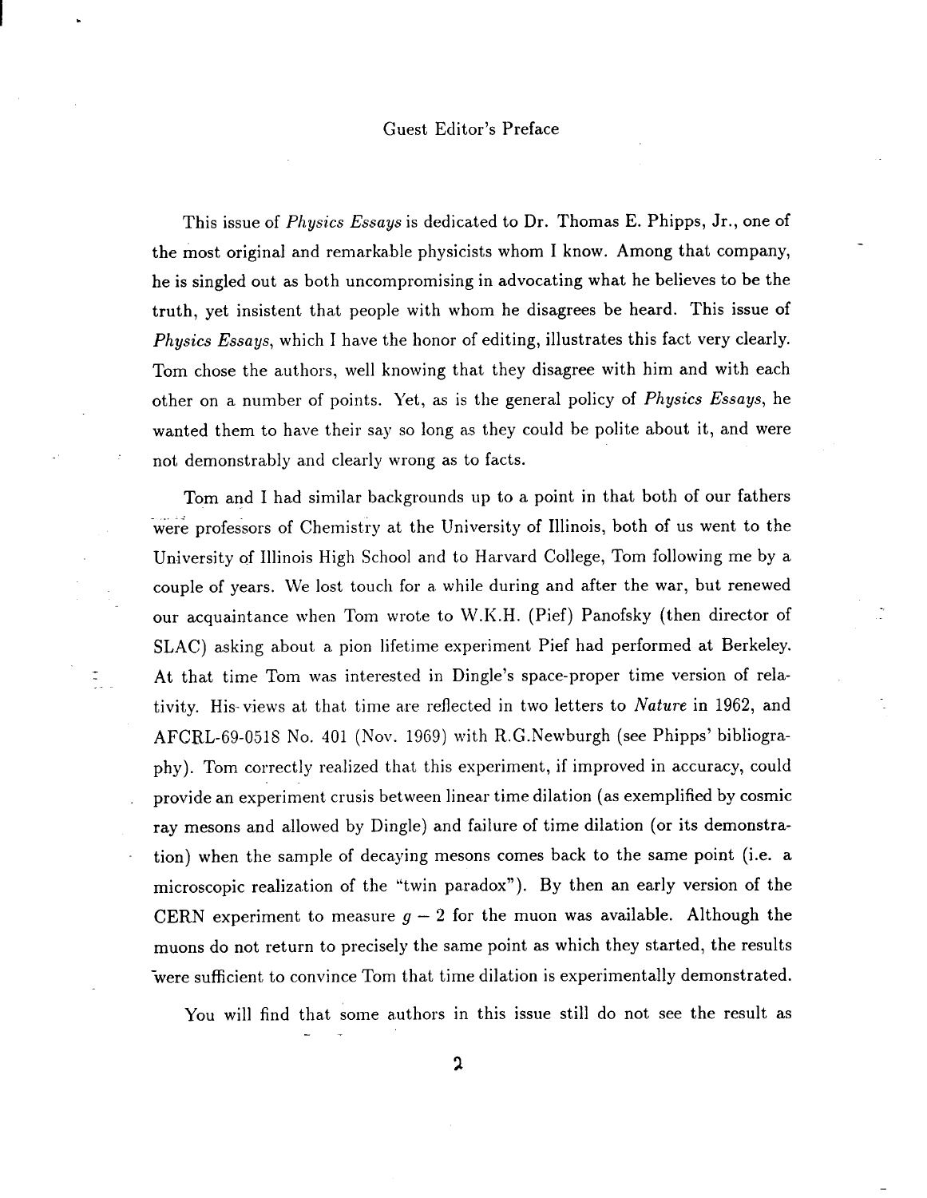# Guest Editor's Preface

This issue of *Physics Essays* is dedicated to Dr. Thomas E. Phipps, Jr., one of the most original and remarkable physicists whom I know. Among that company, he is singled out as both uncompromising in advocating what he believes to be the truth, yet insistent that people with whom he disagrees be heard. This issue of *Physics Essays*, which I have the honor of editing, illustrates this fact very clearly. Tom chose the authors, well knowing that they disagree with him and with each other on a number of points. Yet, as is the general policy of *Physics Essays*, he wanted them to have their say so long as they could be polite about it, and were not demonstrably and clearly wrong as to facts.

Tom and I had similar backgrounds up to a point in that both of our fathers were professors of Chemistry at the University of Illinois, both of us went to the University of Illinois High School and to Harvard College, Tom following me by a couple of years. We lost touch for a while during and after the war, but renewed our acquaintance when Tom wrote to W.K.H. (Pief) Panofsky (then director of SLAC) asking about a pion lifetime experiment Pief had performed at Berkeley. At that time Tom was interested in Dingle's space-proper time version of relativity. His views at that time are reflected in two letters to *Nature* in 1962, and AFCRL-69-0518 No. 401 (Nov. 1969) with R.G.Newburgh (see Phipps' bibliography). Tom correctly realized that this experiment, if improved in accuracy, could provide an experiment crusis between linear time dilation (as exemplified by cosmic ray mesons and allowed by Dingle) and failure of time dilation (or its demonstration) when the sample of decaying mesons comes back to the same point (i.e. a microscopic realization of the "twin paradox"). By then an early version of the CERN experiment to measure $g-2$ for the muon was available. Although the muons do not return to precisely the same point as which they started, the results were sufficient to convince Tom that time dilation is experimentally demonstrated.

You will find that some authors in this issue still do not see the result as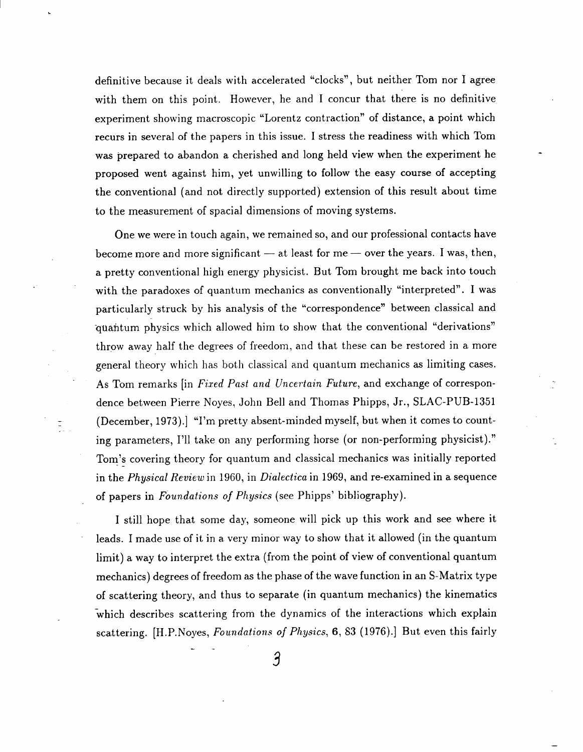definitive because it deals with accelerated "clocks", but neither Tom nor I agree with them on this point. However, he and I concur that there is no definitive experiment showing macroscopic "Lorentz contraction" of distance, a point which recurs in several of the papers in this issue. I stress the readiness with which Tom was prepared to abandon a cherished and long held view when the experiment he proposed went against him, yet unwilling to follow the easy course of accepting the conventional (and not directly supported) extension of this result about time to the measurement of spacial dimensions of moving systems.

One we were in touch again, we remained so, and our professional contacts have become more and more significant — at least for me — over the years. I was, then, a pretty conventional high energy physicist. But Tom brought me back into touch with the paradoxes of quantum mechanics as conventionally "interpreted". I was particularly struck by his analysis of the "correspondence" between classical and quantum physics which allowed him to show that the conventional "derivations" throw away half the degrees of freedom, and that these can be restored in a more general theory which has both classical and quantum mechanics as limiting cases. As Tom remarks [in *Fixed Past and Uncertain Future*, and exchange of correspondence between Pierre Noyes, John Bell and Thomas Phipps, Jr., SLAC-PUB-1351 (December, 1973).] "I'm pretty absent-minded myself, but when it comes to counting parameters, I'll take on any performing horse (or non-performing physicist)." Tom's covering theory for quantum and classical mechanics was initially reported in the *Physical Review* in 1960, in *Dialectica* in 1969, and re-examined in a sequence of papers in *Foundations of Physics* (see Phipps' bibliography).

I still hope that some day, someone will pick up this work and see where it leads. I made use of it in a very minor way to show that it allowed (in the quantum limit) a way to interpret the extra (from the point of view of conventional quantum mechanics) degrees of freedom as the phase of the wave function in an S-Matrix type of scattering theory, and thus to separate (in quantum mechanics) the kinematics which describes scattering from the dynamics of the interactions which explain scattering. [H.P.Noyes, *Foundations of Physics*, **6**, 83 (1976).] But even this fairly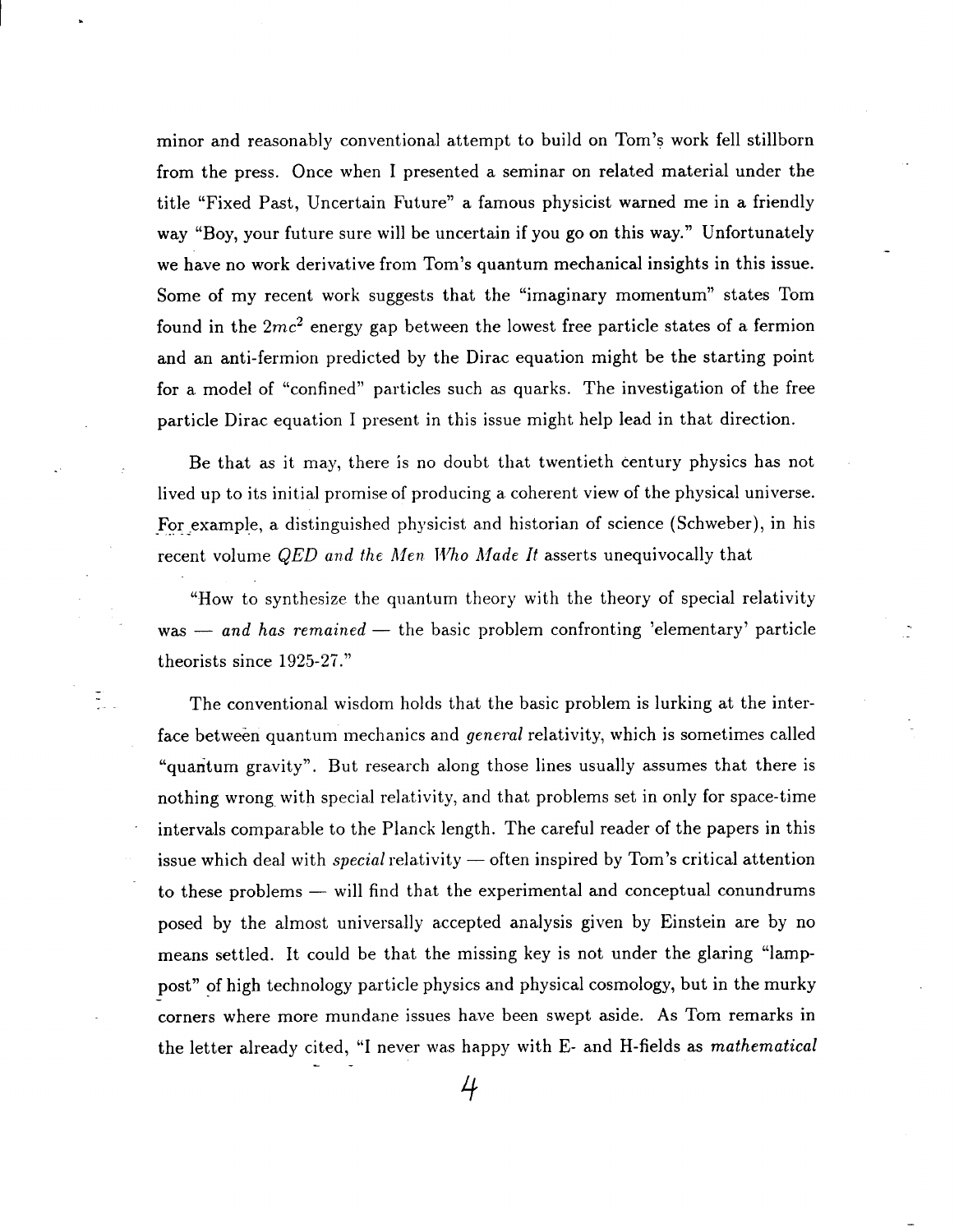minor and reasonably conventional attempt to build on Tom's work fell stillborn from the press. Once when I presented a seminar on related material under the title "Fixed Past, Uncertain Future" a famous physicist warned me in a friendly way "Boy, your future sure will be uncertain if you go on this way." Unfortunately we have no work derivative from Tom's quantum mechanical insights in this issue. Some of my recent work suggests that the "imaginary momentum" states Tom found in the $2mc^2$ energy gap between the lowest free particle states of a fermion and an anti-fermion predicted by the Dirac equation might be the starting point for a model of "confined" particles such as quarks. The investigation of the free particle Dirac equation I present in this issue might help lead in that direction.

Be that as it may, there is no doubt that twentieth century physics has not lived up to its initial promise of producing a coherent view of the physical universe. For example, a distinguished physicist and historian of science (Schweber), in his recent volume *QED and the Men Who Made It* asserts unequivocally that

"How to synthesize the quantum theory with the theory of special relativity was — *and has remained* — the basic problem confronting 'elementary' particle theorists since 1925-27."

The conventional wisdom holds that the basic problem is lurking at the interface between quantum mechanics and *general* relativity, which is sometimes called "quantum gravity". But research along those lines usually assumes that there is nothing wrong with special relativity, and that problems set in only for space-time intervals comparable to the Planck length. The careful reader of the papers in this issue which deal with *special* relativity — often inspired by Tom's critical attention to these problems — will find that the experimental and conceptual conundrums posed by the almost universally accepted analysis given by Einstein are by no means settled. It could be that the missing key is not under the glaring "lamp-post" of high technology particle physics and physical cosmology, but in the murky corners where more mundane issues have been swept aside. As Tom remarks in the letter already cited, "I never was happy with E- and H-fields as *mathematical*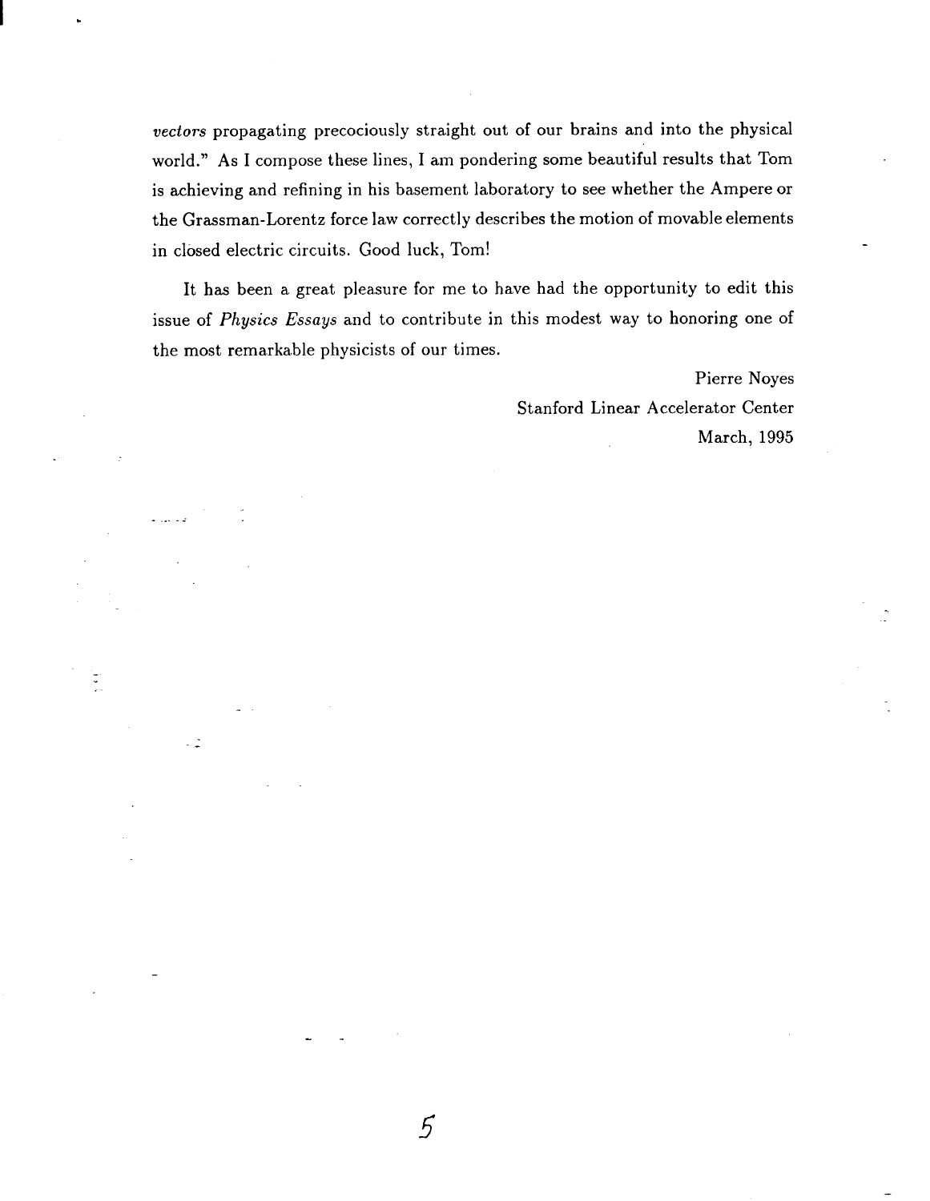*vectors* propagating precociously straight out of our brains and into the physical world." As I compose these lines, I am pondering some beautiful results that Tom is achieving and refining in his basement laboratory to see whether the Ampere or the Grassman-Lorentz force law correctly describes the motion of movable elements in closed electric circuits. Good luck, Tom!

It has been a great pleasure for me to have had the opportunity to edit this issue of *Physics Essays* and to contribute in this modest way to honoring one of the most remarkable physicists of our times.

Pierre Noyes
Stanford Linear Accelerator Center
March, 1995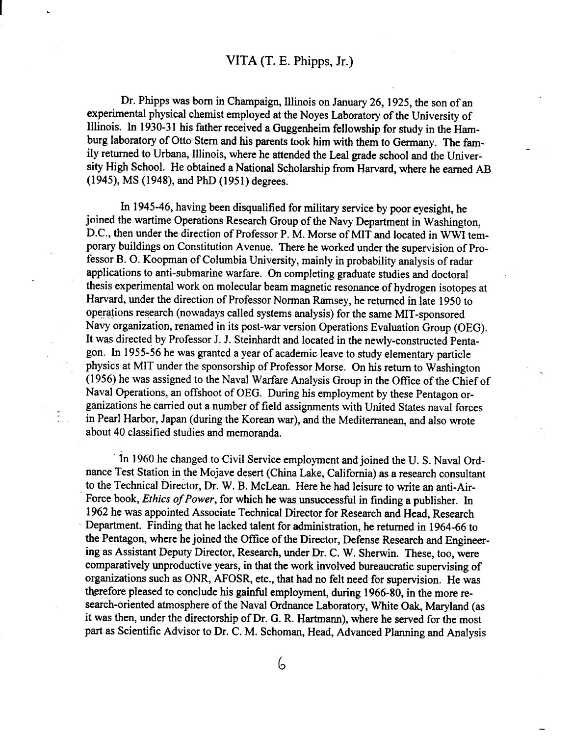# VITA (T. E. Phipps, Jr.)

Dr. Phipps was born in Champaign, Illinois on January 26, 1925, the son of an experimental physical chemist employed at the Noyes Laboratory of the University of Illinois. In 1930-31 his father received a Guggenheim fellowship for study in the Hamburg laboratory of Otto Stern and his parents took him with them to Germany. The family returned to Urbana, Illinois, where he attended the Leal grade school and the University High School. He obtained a National Scholarship from Harvard, where he earned AB (1945), MS (1948), and PhD (1951) degrees.

In 1945-46, having been disqualified for military service by poor eyesight, he joined the wartime Operations Research Group of the Navy Department in Washington, D.C., then under the direction of Professor P. M. Morse of MIT and located in WWI temporary buildings on Constitution Avenue. There he worked under the supervision of Professor B. O. Koopman of Columbia University, mainly in probability analysis of radar applications to anti-submarine warfare. On completing graduate studies and doctoral thesis experimental work on molecular beam magnetic resonance of hydrogen isotopes at Harvard, under the direction of Professor Norman Ramsey, he returned in late 1950 to operations research (nowadays called systems analysis) for the same MIT-sponsored Navy organization, renamed in its post-war version Operations Evaluation Group (OEG). It was directed by Professor J. J. Steinhardt and located in the newly-constructed Pentagon. In 1955-56 he was granted a year of academic leave to study elementary particle physics at MIT under the sponsorship of Professor Morse. On his return to Washington (1956) he was assigned to the Naval Warfare Analysis Group in the Office of the Chief of Naval Operations, an offshoot of OEG. During his employment by these Pentagon organizations he carried out a number of field assignments with United States naval forces in Pearl Harbor, Japan (during the Korean war), and the Mediterranean, and also wrote about 40 classified studies and memoranda.

In 1960 he changed to Civil Service employment and joined the U. S. Naval Ordnance Test Station in the Mojave desert (China Lake, California) as a research consultant to the Technical Director, Dr. W. B. McLean. Here he had leisure to write an anti-Air-Force book, *Ethics of Power*, for which he was unsuccessful in finding a publisher. In 1962 he was appointed Associate Technical Director for Research and Head, Research Department. Finding that he lacked talent for administration, he returned in 1964-66 to the Pentagon, where he joined the Office of the Director, Defense Research and Engineering as Assistant Deputy Director, Research, under Dr. C. W. Sherwin. These, too, were comparatively unproductive years, in that the work involved bureaucratic supervising of organizations such as ONR, AFOSR, etc., that had no felt need for supervision. He was therefore pleased to conclude his gainful employment, during 1966-80, in the more research-oriented atmosphere of the Naval Ordnance Laboratory, White Oak, Maryland (as it was then, under the directorship of Dr. G. R. Hartmann), where he served for the most part as Scientific Advisor to Dr. C. M. Schoman, Head, Advanced Planning and Analysis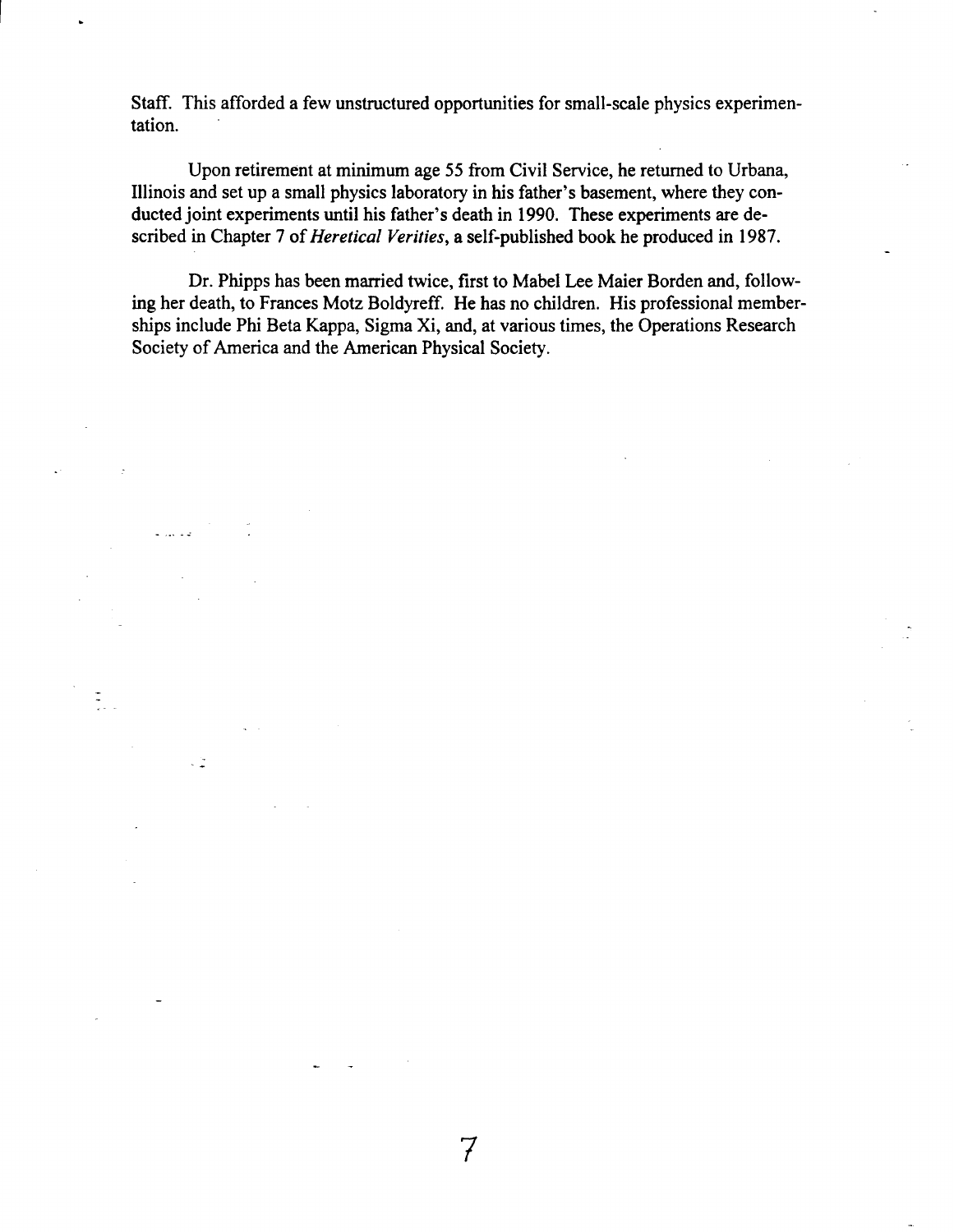Staff. This afforded a few unstructured opportunities for small-scale physics experimentation.

Upon retirement at minimum age 55 from Civil Service, he returned to Urbana, Illinois and set up a small physics laboratory in his father's basement, where they conducted joint experiments until his father's death in 1990. These experiments are described in Chapter 7 of *Heretical Verities*, a self-published book he produced in 1987.

Dr. Phipps has been married twice, first to Mabel Lee Maier Borden and, following her death, to Frances Motz Boldyreff. He has no children. His professional memberships include Phi Beta Kappa, Sigma Xi, and, at various times, the Operations Research Society of America and the American Physical Society.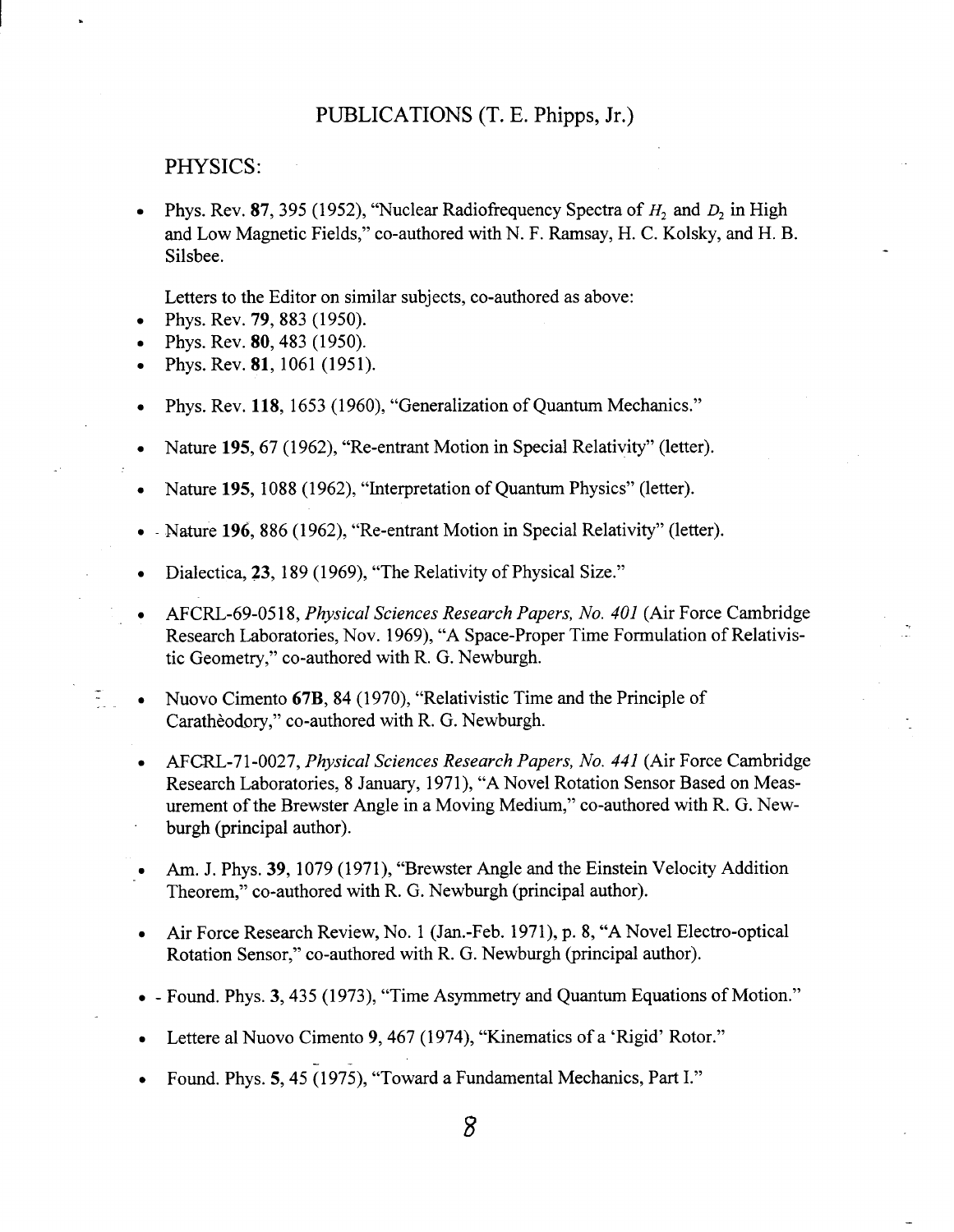# PUBLICATIONS (T. E. Phipps, Jr.)

## PHYSICS:

- Phys. Rev. **87**, 395 (1952), "Nuclear Radiofrequency Spectra of $H_2$ and $D_2$ in High and Low Magnetic Fields," co-authored with N. F. Ramsay, H. C. Kolsky, and H. B. Silsbee.

  Letters to the Editor on similar subjects, co-authored as above:
- Phys. Rev. **79**, 883 (1950).
- Phys. Rev. **80**, 483 (1950).
- Phys. Rev. **81**, 1061 (1951).
- Phys. Rev. **118**, 1653 (1960), "Generalization of Quantum Mechanics."
- Nature **195**, 67 (1962), "Re-entrant Motion in Special Relativity" (letter).
- Nature **195**, 1088 (1962), "Interpretation of Quantum Physics" (letter).
- Nature **196**, 886 (1962), "Re-entrant Motion in Special Relativity" (letter).
- Dialectica, **23**, 189 (1969), "The Relativity of Physical Size."
- AFCRL-69-0518, *Physical Sciences Research Papers, No. 401* (Air Force Cambridge Research Laboratories, Nov. 1969), "A Space-Proper Time Formulation of Relativistic Geometry," co-authored with R. G. Newburgh.
- Nuovo Cimento **67B**, 84 (1970), "Relativistic Time and the Principle of Caratheòdory," co-authored with R. G. Newburgh.
- AFCRL-71-0027, *Physical Sciences Research Papers, No. 441* (Air Force Cambridge Research Laboratories, 8 January, 1971), "A Novel Rotation Sensor Based on Measurement of the Brewster Angle in a Moving Medium," co-authored with R. G. Newburgh (principal author).
- Am. J. Phys. **39**, 1079 (1971), "Brewster Angle and the Einstein Velocity Addition Theorem," co-authored with R. G. Newburgh (principal author).
- Air Force Research Review, No. 1 (Jan.-Feb. 1971), p. 8, "A Novel Electro-optical Rotation Sensor," co-authored with R. G. Newburgh (principal author).
- Found. Phys. **3**, 435 (1973), "Time Asymmetry and Quantum Equations of Motion."
- Lettere al Nuovo Cimento **9**, 467 (1974), "Kinematics of a 'Rigid' Rotor."
- Found. Phys. **5**, 45 (1975), "Toward a Fundamental Mechanics, Part I."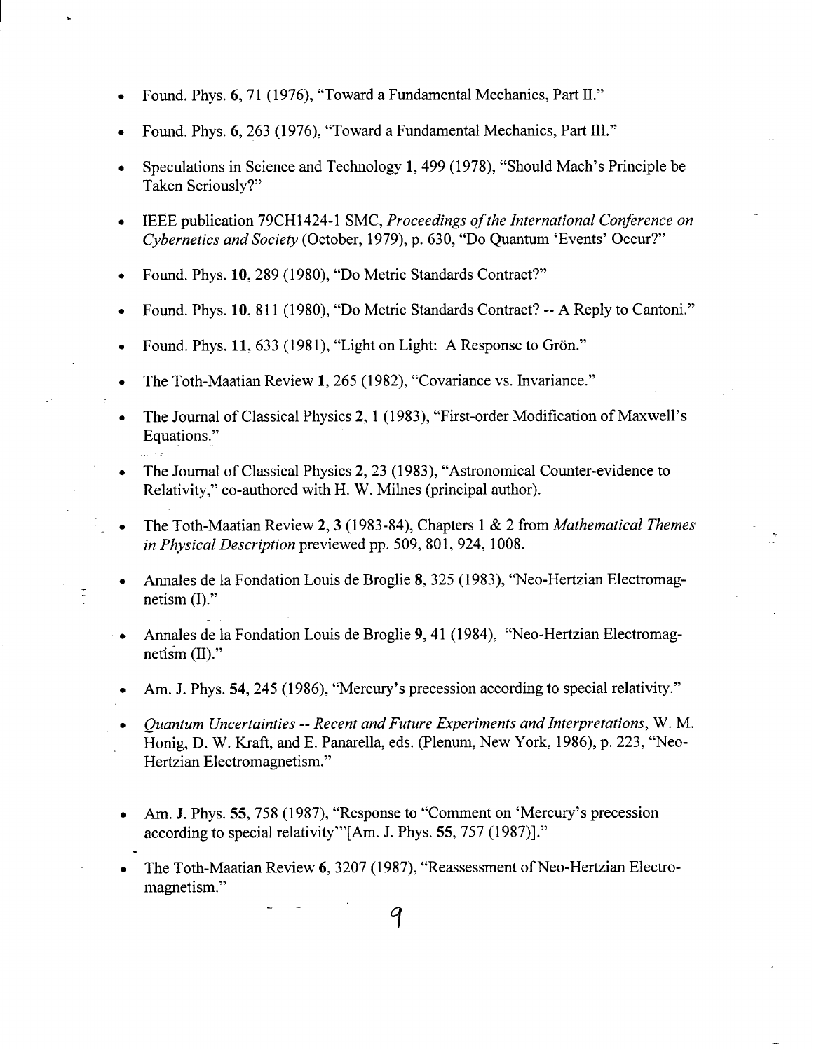- Found. Phys. **6**, 71 (1976), "Toward a Fundamental Mechanics, Part II."
- Found. Phys. **6**, 263 (1976), "Toward a Fundamental Mechanics, Part III."
- Speculations in Science and Technology **1**, 499 (1978), "Should Mach's Principle be Taken Seriously?"
- IEEE publication 79CH1424-1 SMC, *Proceedings of the International Conference on Cybernetics and Society* (October, 1979), p. 630, "Do Quantum 'Events' Occur?"
- Found. Phys. **10**, 289 (1980), "Do Metric Standards Contract?"
- Found. Phys. **10**, 811 (1980), "Do Metric Standards Contract? -- A Reply to Cantoni."
- Found. Phys. **11**, 633 (1981), "Light on Light: A Response to Grön."
- The Toth-Maatian Review **1**, 265 (1982), "Covariance vs. Invariance."
- The Journal of Classical Physics **2**, 1 (1983), "First-order Modification of Maxwell's Equations."
- The Journal of Classical Physics **2**, 23 (1983), "Astronomical Counter-evidence to Relativity," co-authored with H. W. Milnes (principal author).
- The Toth-Maatian Review **2**, **3** (1983-84), Chapters 1 & 2 from *Mathematical Themes in Physical Description* previewed pp. 509, 801, 924, 1008.
- Annales de la Fondation Louis de Broglie **8**, 325 (1983), "Neo-Hertzian Electromagnetism (I)."
- Annales de la Fondation Louis de Broglie **9**, 41 (1984), "Neo-Hertzian Electromagnetism (II)."
- Am. J. Phys. **54**, 245 (1986), "Mercury's precession according to special relativity."
- *Quantum Uncertainties -- Recent and Future Experiments and Interpretations*, W. M. Honig, D. W. Kraft, and E. Panarella, eds. (Plenum, New York, 1986), p. 223, "Neo-Hertzian Electromagnetism."
- Am. J. Phys. **55**, 758 (1987), "Response to "Comment on 'Mercury's precession according to special relativity'"[Am. J. Phys. **55**, 757 (1987)]."
- The Toth-Maatian Review **6**, 3207 (1987), "Reassessment of Neo-Hertzian Electromagnetism."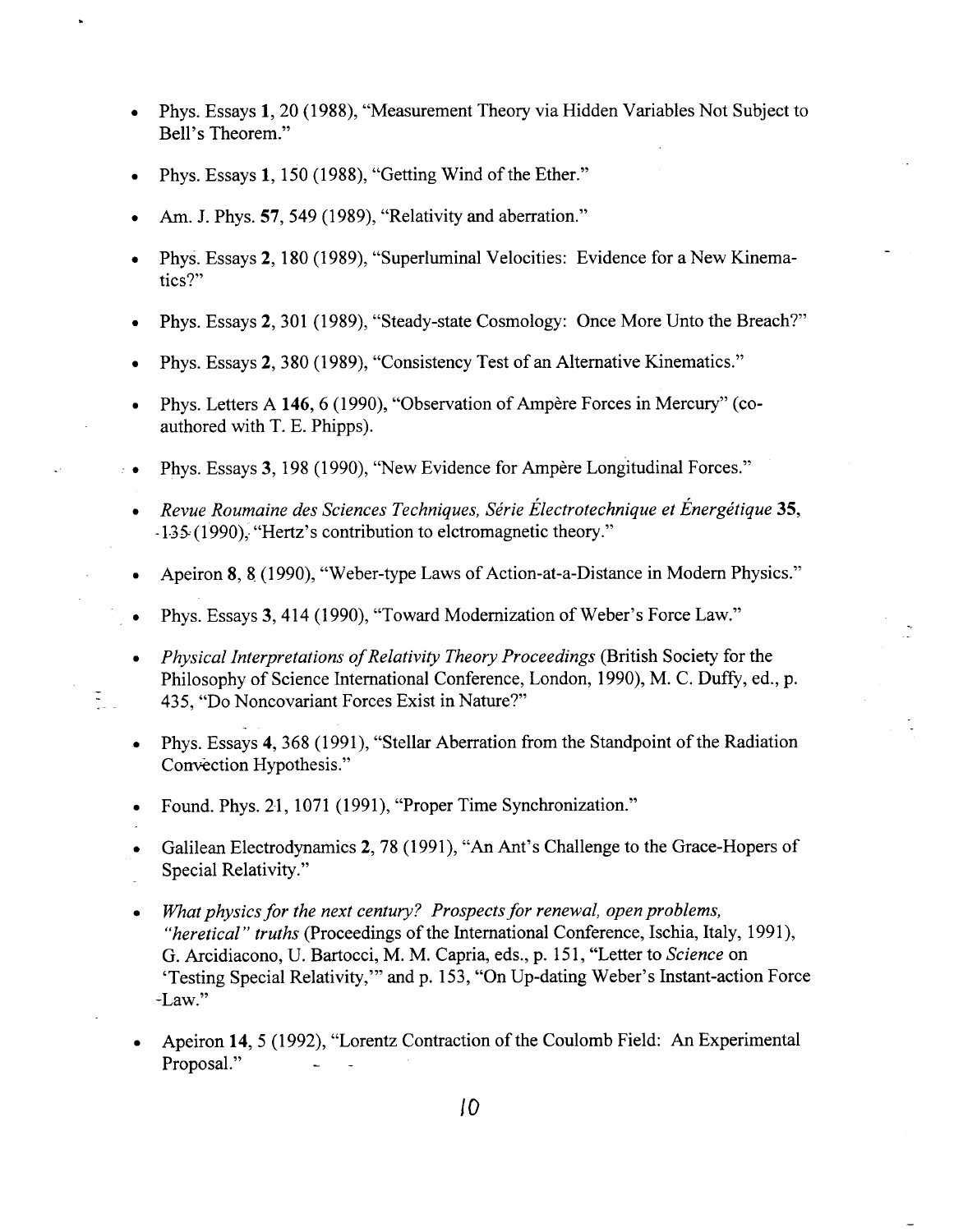- Phys. Essays **1**, 20 (1988), "Measurement Theory via Hidden Variables Not Subject to Bell's Theorem."

- Phys. Essays **1**, 150 (1988), "Getting Wind of the Ether."

- Am. J. Phys. **57**, 549 (1989), "Relativity and aberration."

- Phys. Essays **2**, 180 (1989), "Superluminal Velocities: Evidence for a New Kinematics?"

- Phys. Essays **2**, 301 (1989), "Steady-state Cosmology: Once More Unto the Breach?"

- Phys. Essays **2**, 380 (1989), "Consistency Test of an Alternative Kinematics."

- Phys. Letters A **146**, 6 (1990), "Observation of Ampère Forces in Mercury" (co-authored with T. E. Phipps).

- Phys. Essays **3**, 198 (1990), "New Evidence for Ampère Longitudinal Forces."

- *Revue Roumaine des Sciences Techniques, Série Électrotechnique et Énergétique* **35**, 135 (1990), "Hertz's contribution to elctromagnetic theory."

- Apeiron **8**, 8 (1990), "Weber-type Laws of Action-at-a-Distance in Modern Physics."

- Phys. Essays **3**, 414 (1990), "Toward Modernization of Weber's Force Law."

- *Physical Interpretations of Relativity Theory Proceedings* (British Society for the Philosophy of Science International Conference, London, 1990), M. C. Duffy, ed., p. 435, "Do Noncovariant Forces Exist in Nature?"

- Phys. Essays **4**, 368 (1991), "Stellar Aberration from the Standpoint of the Radiation Convection Hypothesis."

- Found. Phys. 21, 1071 (1991), "Proper Time Synchronization."

- Galilean Electrodynamics **2**, 78 (1991), "An Ant's Challenge to the Grace-Hopers of Special Relativity."

- *What physics for the next century? Prospects for renewal, open problems, "heretical" truths* (Proceedings of the International Conference, Ischia, Italy, 1991), G. Arcidiacono, U. Bartocci, M. M. Capria, eds., p. 151, "Letter to *Science* on 'Testing Special Relativity,'" and p. 153, "On Up-dating Weber's Instant-action Force -Law."

- Apeiron **14**, 5 (1992), "Lorentz Contraction of the Coulomb Field: An Experimental Proposal."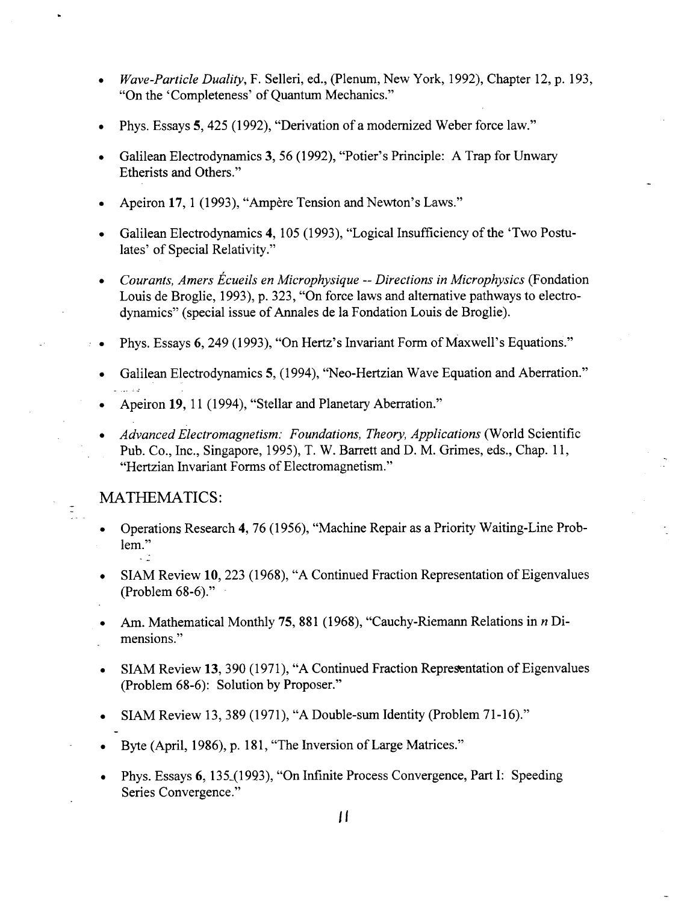- *Wave-Particle Duality*, F. Selleri, ed., (Plenum, New York, 1992), Chapter 12, p. 193, "On the 'Completeness' of Quantum Mechanics."

- Phys. Essays **5**, 425 (1992), "Derivation of a modernized Weber force law."

- Galilean Electrodynamics **3**, 56 (1992), "Potier's Principle: A Trap for Unwary Etherists and Others."

- Apeiron **17**, 1 (1993), "Ampère Tension and Newton's Laws."

- Galilean Electrodynamics **4**, 105 (1993), "Logical Insufficiency of the 'Two Postulates' of Special Relativity."

- *Courants, Amers Écueils en Microphysique -- Directions in Microphysics* (Fondation Louis de Broglie, 1993), p. 323, "On force laws and alternative pathways to electrodynamics" (special issue of Annales de la Fondation Louis de Broglie).

- Phys. Essays **6**, 249 (1993), "On Hertz's Invariant Form of Maxwell's Equations."

- Galilean Electrodynamics **5**, (1994), "Neo-Hertzian Wave Equation and Aberration."

- Apeiron **19**, 11 (1994), "Stellar and Planetary Aberration."

- *Advanced Electromagnetism: Foundations, Theory, Applications* (World Scientific Pub. Co., Inc., Singapore, 1995), T. W. Barrett and D. M. Grimes, eds., Chap. 11, "Hertzian Invariant Forms of Electromagnetism."

## MATHEMATICS:

- Operations Research **4**, 76 (1956), "Machine Repair as a Priority Waiting-Line Problem."

- SIAM Review **10**, 223 (1968), "A Continued Fraction Representation of Eigenvalues (Problem 68-6)."

- Am. Mathematical Monthly **75**, 881 (1968), "Cauchy-Riemann Relations in *n* Dimensions."

- SIAM Review **13**, 390 (1971), "A Continued Fraction Representation of Eigenvalues (Problem 68-6): Solution by Proposer."

- SIAM Review 13, 389 (1971), "A Double-sum Identity (Problem 71-16)."

- Byte (April, 1986), p. 181, "The Inversion of Large Matrices."

- Phys. Essays **6**, 135 (1993), "On Infinite Process Convergence, Part I: Speeding Series Convergence."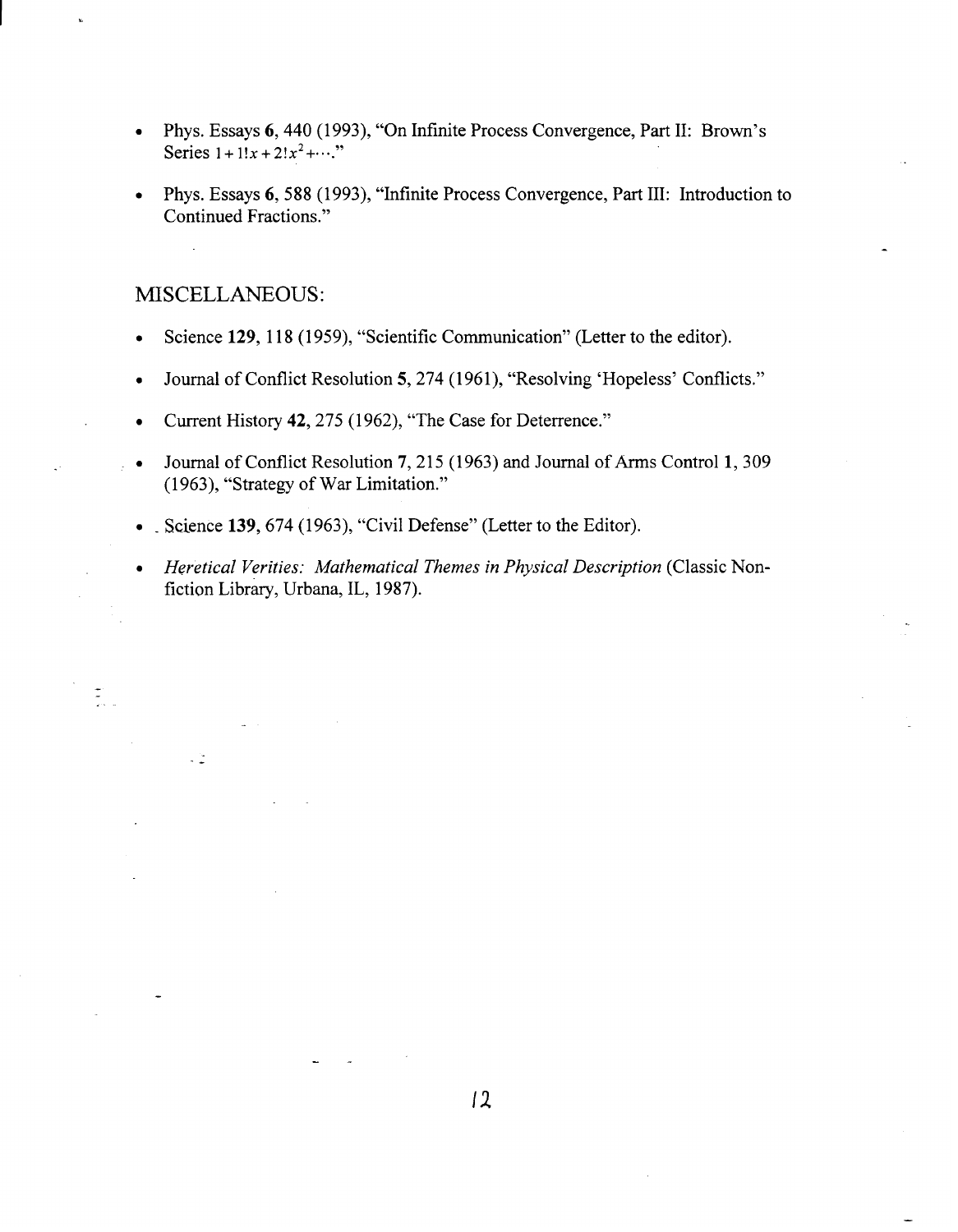- Phys. Essays **6**, 440 (1993), "On Infinite Process Convergence, Part II: Brown's Series $1 + 1!x + 2!x^2 + \cdots$."
- Phys. Essays **6**, 588 (1993), "Infinite Process Convergence, Part III: Introduction to Continued Fractions."

## MISCELLANEOUS:

- Science **129**, 118 (1959), "Scientific Communication" (Letter to the editor).
- Journal of Conflict Resolution **5**, 274 (1961), "Resolving 'Hopeless' Conflicts."
- Current History **42**, 275 (1962), "The Case for Deterrence."
- Journal of Conflict Resolution **7**, 215 (1963) and Journal of Arms Control **1**, 309 (1963), "Strategy of War Limitation."
- Science **139**, 674 (1963), "Civil Defense" (Letter to the Editor).
- *Heretical Verities: Mathematical Themes in Physical Description* (Classic Non-fiction Library, Urbana, IL, 1987).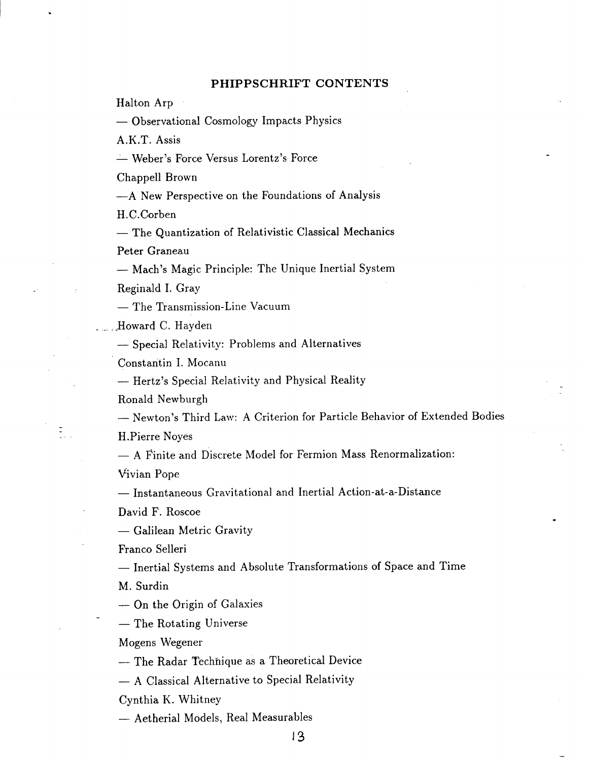## PHIPPSCHRIFT CONTENTS

Halton Arp

— Observational Cosmology Impacts Physics

A.K.T. Assis

— Weber's Force Versus Lorentz's Force

Chappell Brown

—A New Perspective on the Foundations of Analysis

H.C.Corben

— The Quantization of Relativistic Classical Mechanics

Peter Graneau

— Mach's Magic Principle: The Unique Inertial System

Reginald I. Gray

— The Transmission-Line Vacuum

Howard C. Hayden

— Special Relativity: Problems and Alternatives

Constantin I. Mocanu

— Hertz's Special Relativity and Physical Reality

Ronald Newburgh

— Newton's Third Law: A Criterion for Particle Behavior of Extended Bodies

H.Pierre Noyes

— A Finite and Discrete Model for Fermion Mass Renormalization:

Vivian Pope

— Instantaneous Gravitational and Inertial Action-at-a-Distance

David F. Roscoe

— Galilean Metric Gravity

Franco Selleri

— Inertial Systems and Absolute Transformations of Space and Time

M. Surdin

— On the Origin of Galaxies

— The Rotating Universe

Mogens Wegener

— The Radar Technique as a Theoretical Device

— A Classical Alternative to Special Relativity

Cynthia K. Whitney

— Aetherial Models, Real Measurables